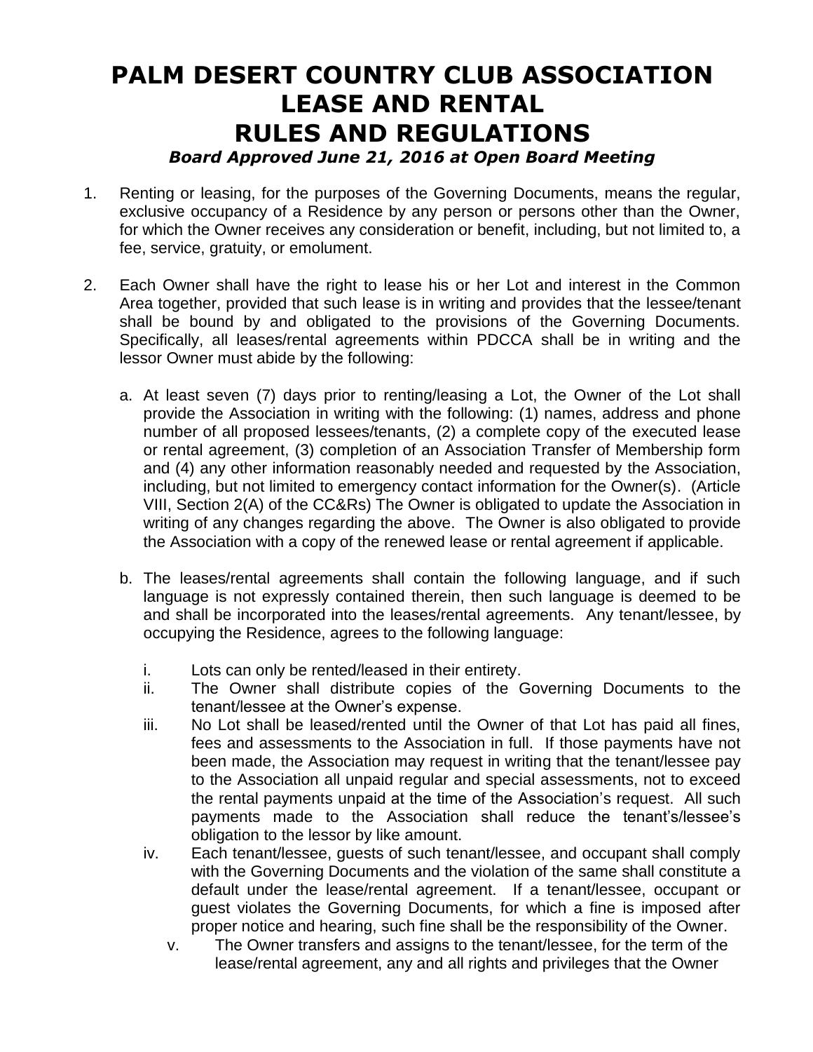# PALM DESERT COUNTRY CLUB ASSOCIATION LEASE AND RENTAL RULES AND REGULATIONS

***Board Approved June 21, 2016 at Open Board Meeting***

1. Renting or leasing, for the purposes of the Governing Documents, means the regular, exclusive occupancy of a Residence by any person or persons other than the Owner, for which the Owner receives any consideration or benefit, including, but not limited to, a fee, service, gratuity, or emolument.

2. Each Owner shall have the right to lease his or her Lot and interest in the Common Area together, provided that such lease is in writing and provides that the lessee/tenant shall be bound by and obligated to the provisions of the Governing Documents. Specifically, all leases/rental agreements within PDCCA shall be in writing and the lessor Owner must abide by the following:

   a. At least seven (7) days prior to renting/leasing a Lot, the Owner of the Lot shall provide the Association in writing with the following: (1) names, address and phone number of all proposed lessees/tenants, (2) a complete copy of the executed lease or rental agreement, (3) completion of an Association Transfer of Membership form and (4) any other information reasonably needed and requested by the Association, including, but not limited to emergency contact information for the Owner(s). (Article VIII, Section 2(A) of the CC&Rs) The Owner is obligated to update the Association in writing of any changes regarding the above. The Owner is also obligated to provide the Association with a copy of the renewed lease or rental agreement if applicable.

   b. The leases/rental agreements shall contain the following language, and if such language is not expressly contained therein, then such language is deemed to be and shall be incorporated into the leases/rental agreements. Any tenant/lessee, by occupying the Residence, agrees to the following language:

      i. Lots can only be rented/leased in their entirety.
      ii. The Owner shall distribute copies of the Governing Documents to the tenant/lessee at the Owner's expense.
      iii. No Lot shall be leased/rented until the Owner of that Lot has paid all fines, fees and assessments to the Association in full. If those payments have not been made, the Association may request in writing that the tenant/lessee pay to the Association all unpaid regular and special assessments, not to exceed the rental payments unpaid at the time of the Association's request. All such payments made to the Association shall reduce the tenant's/lessee's obligation to the lessor by like amount.
      iv. Each tenant/lessee, guests of such tenant/lessee, and occupant shall comply with the Governing Documents and the violation of the same shall constitute a default under the lease/rental agreement. If a tenant/lessee, occupant or guest violates the Governing Documents, for which a fine is imposed after proper notice and hearing, such fine shall be the responsibility of the Owner.
      v. The Owner transfers and assigns to the tenant/lessee, for the term of the lease/rental agreement, any and all rights and privileges that the Owner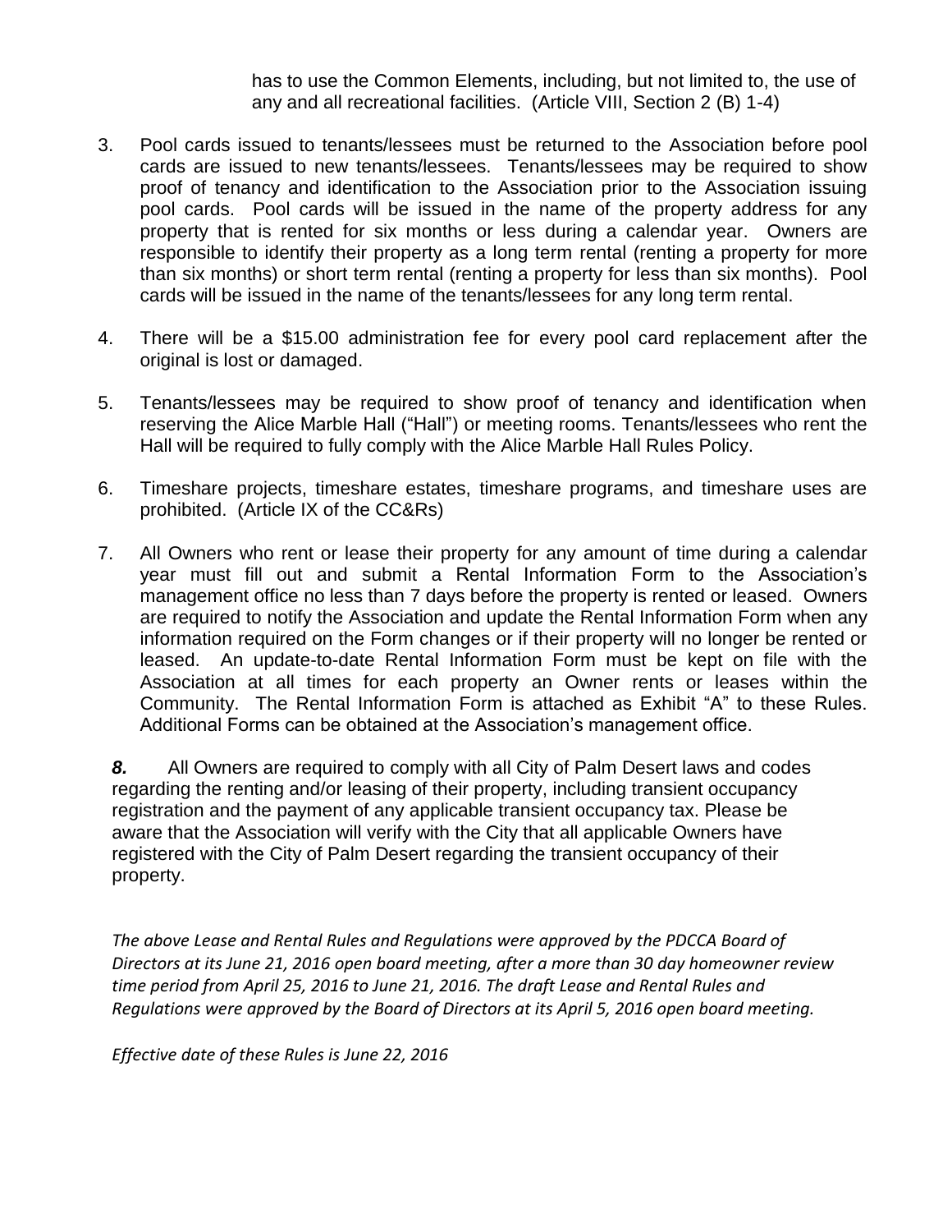has to use the Common Elements, including, but not limited to, the use of any and all recreational facilities. (Article VIII, Section 2 (B) 1-4)

3. Pool cards issued to tenants/lessees must be returned to the Association before pool cards are issued to new tenants/lessees. Tenants/lessees may be required to show proof of tenancy and identification to the Association prior to the Association issuing pool cards. Pool cards will be issued in the name of the property address for any property that is rented for six months or less during a calendar year. Owners are responsible to identify their property as a long term rental (renting a property for more than six months) or short term rental (renting a property for less than six months). Pool cards will be issued in the name of the tenants/lessees for any long term rental.

4. There will be a $15.00 administration fee for every pool card replacement after the original is lost or damaged.

5. Tenants/lessees may be required to show proof of tenancy and identification when reserving the Alice Marble Hall ("Hall") or meeting rooms. Tenants/lessees who rent the Hall will be required to fully comply with the Alice Marble Hall Rules Policy.

6. Timeshare projects, timeshare estates, timeshare programs, and timeshare uses are prohibited. (Article IX of the CC&Rs)

7. All Owners who rent or lease their property for any amount of time during a calendar year must fill out and submit a Rental Information Form to the Association's management office no less than 7 days before the property is rented or leased. Owners are required to notify the Association and update the Rental Information Form when any information required on the Form changes or if their property will no longer be rented or leased. An update-to-date Rental Information Form must be kept on file with the Association at all times for each property an Owner rents or leases within the Community. The Rental Information Form is attached as Exhibit "A" to these Rules. Additional Forms can be obtained at the Association's management office.

***8.*** All Owners are required to comply with all City of Palm Desert laws and codes regarding the renting and/or leasing of their property, including transient occupancy registration and the payment of any applicable transient occupancy tax. Please be aware that the Association will verify with the City that all applicable Owners have registered with the City of Palm Desert regarding the transient occupancy of their property.

*The above Lease and Rental Rules and Regulations were approved by the PDCCA Board of Directors at its June 21, 2016 open board meeting, after a more than 30 day homeowner review time period from April 25, 2016 to June 21, 2016. The draft Lease and Rental Rules and Regulations were approved by the Board of Directors at its April 5, 2016 open board meeting.*

*Effective date of these Rules is June 22, 2016*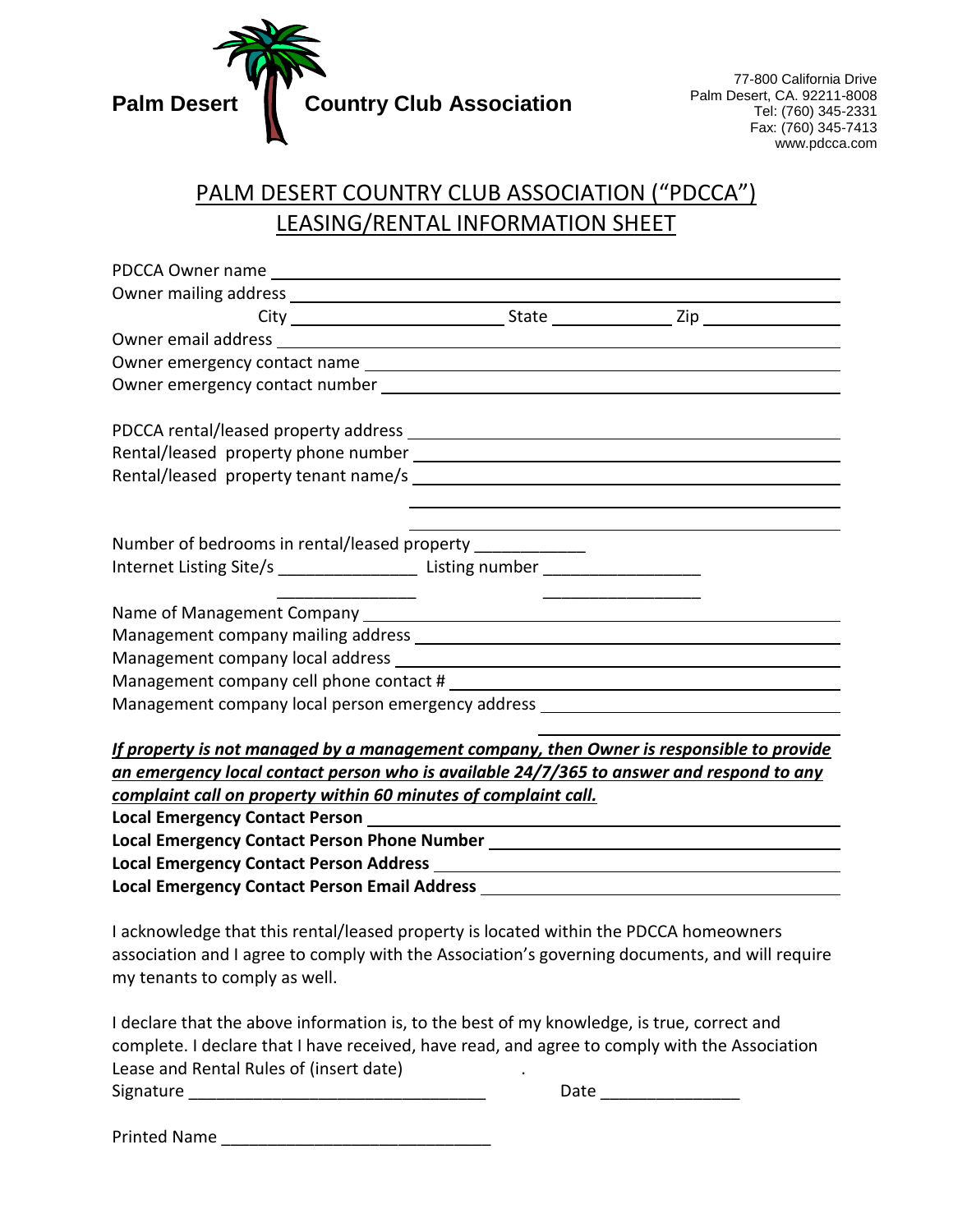**Palm Desert Country Club Association**

77-800 California Drive
Palm Desert, CA. 92211-8008
Tel: (760) 345-2331
Fax: (760) 345-7413
www.pdcca.com

# PALM DESERT COUNTRY CLUB ASSOCIATION ("PDCCA") LEASING/RENTAL INFORMATION SHEET

PDCCA Owner name ______________________________

Owner mailing address ______________________________

City ______________ State ______________ Zip ______________

Owner email address ______________________________

Owner emergency contact name ______________________________

Owner emergency contact number ______________________________

PDCCA rental/leased property address ______________________________

Rental/leased property phone number ______________________________

Rental/leased property tenant name/s ______________________________

______________________________

______________________________

Number of bedrooms in rental/leased property ____________

Internet Listing Site/s _______________ Listing number _________________

_______________ _________________

Name of Management Company ______________________________

Management company mailing address ______________________________

Management company local address ______________________________

Management company cell phone contact # ______________________________

Management company local person emergency address ______________________________

______________________________

***If property is not managed by a management company, then Owner is responsible to provide an emergency local contact person who is available 24/7/365 to answer and respond to any complaint call on property within 60 minutes of complaint call.***

**Local Emergency Contact Person** ______________________________

**Local Emergency Contact Person Phone Number** ______________________________

**Local Emergency Contact Person Address** ______________________________

**Local Emergency Contact Person Email Address** ______________________________

I acknowledge that this rental/leased property is located within the PDCCA homeowners association and I agree to comply with the Association's governing documents, and will require my tenants to comply as well.

I declare that the above information is, to the best of my knowledge, is true, correct and complete. I declare that I have received, have read, and agree to comply with the Association Lease and Rental Rules of (insert date) .

Signature ________________________________ Date _______________

Printed Name _____________________________